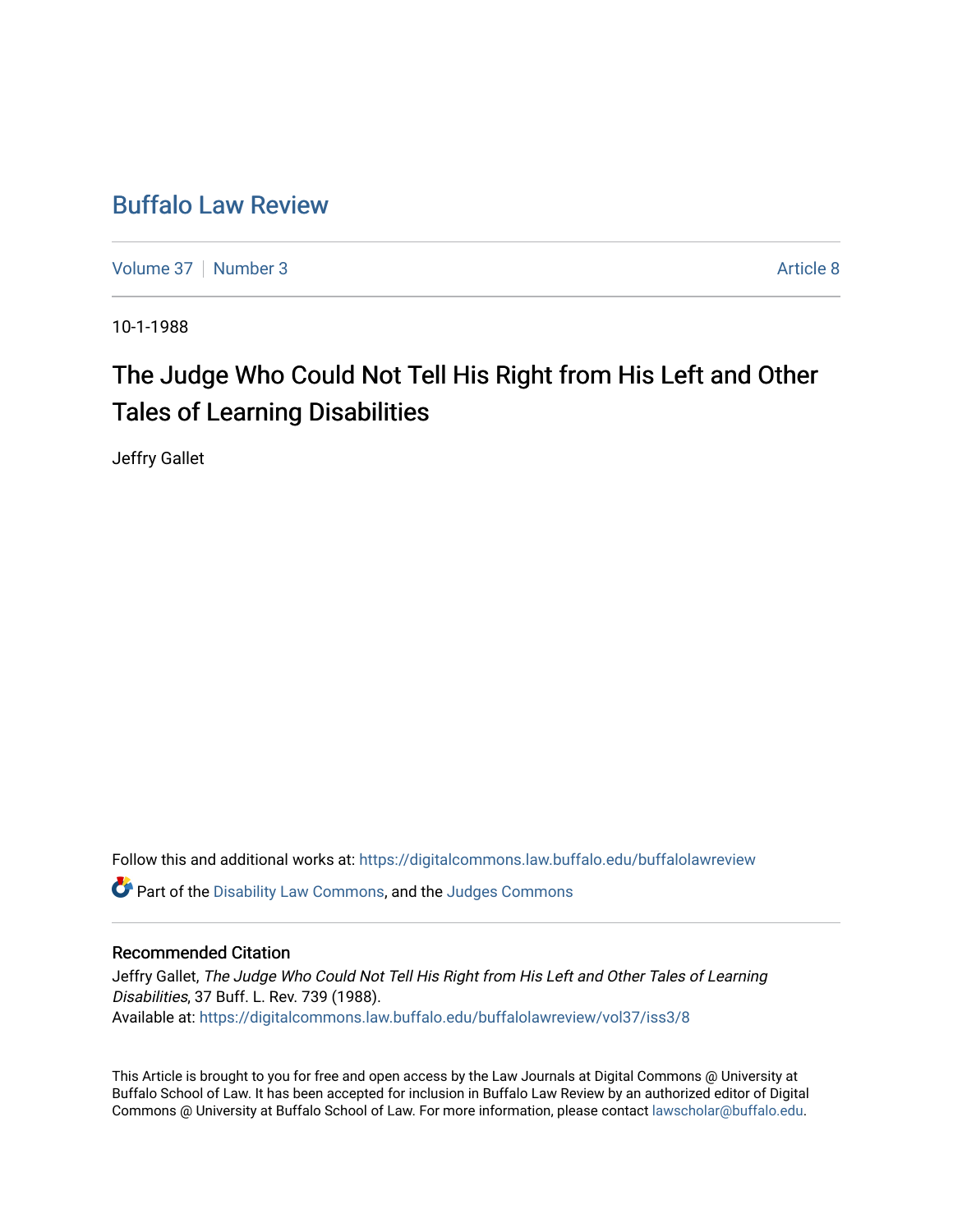# Buffalo Law Review

Volume 37 | Number 3 | Article 8

10-1-1988

## The Judge Who Could Not Tell His Right from His Left and Other Tales of Learning Disabilities

Jeffry Gallet

Follow this and additional works at: https://digitalcommons.law.buffalo.edu/buffalolawreview

Part of the Disability Law Commons, and the Judges Commons

### Recommended Citation

Jeffry Gallet, *The Judge Who Could Not Tell His Right from His Left and Other Tales of Learning Disabilities*, 37 Buff. L. Rev. 739 (1988).
Available at: https://digitalcommons.law.buffalo.edu/buffalolawreview/vol37/iss3/8

This Article is brought to you for free and open access by the Law Journals at Digital Commons @ University at Buffalo School of Law. It has been accepted for inclusion in Buffalo Law Review by an authorized editor of Digital Commons @ University at Buffalo School of Law. For more information, please contact lawscholar@buffalo.edu.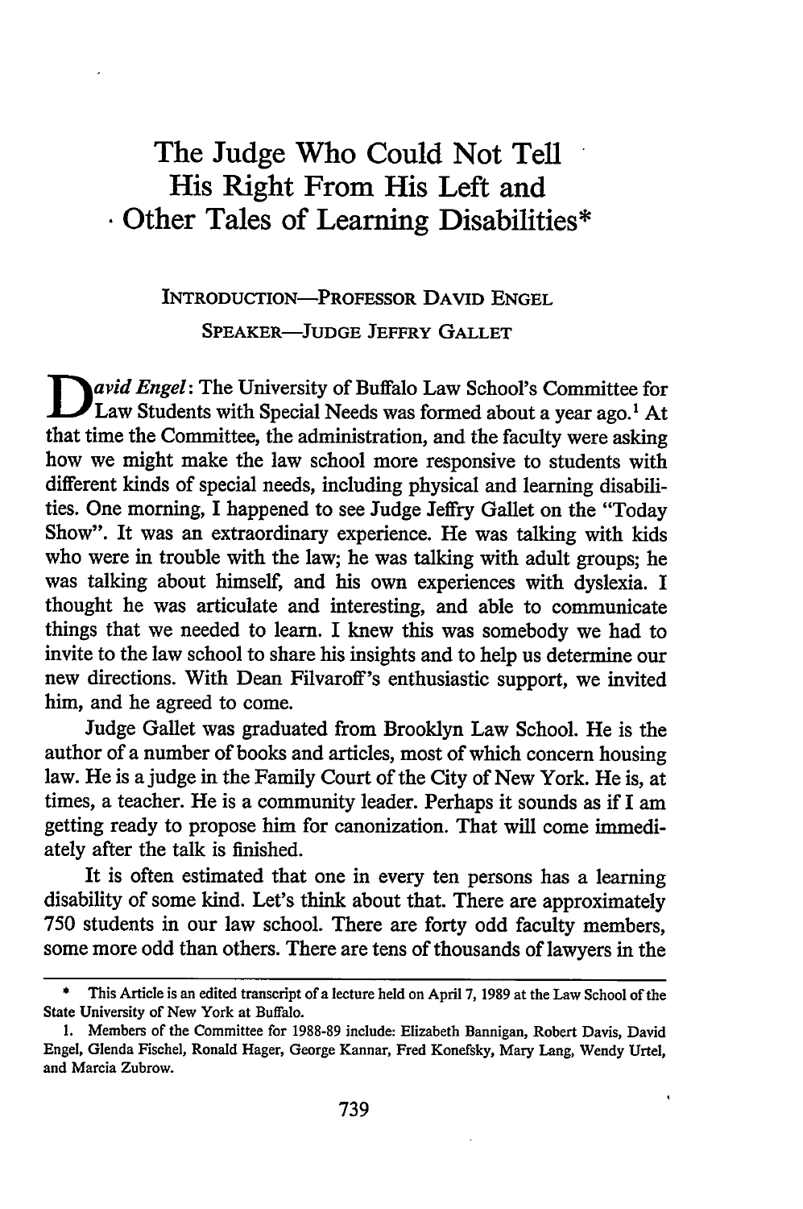# The Judge Who Could Not Tell His Right From His Left and Other Tales of Learning Disabilities*

INTRODUCTION—PROFESSOR DAVID ENGEL

SPEAKER—JUDGE JEFFRY GALLET

*David Engel*: The University of Buffalo Law School's Committee for Law Students with Special Needs was formed about a year ago.[1] At that time the Committee, the administration, and the faculty were asking how we might make the law school more responsive to students with different kinds of special needs, including physical and learning disabilities. One morning, I happened to see Judge Jeffry Gallet on the "Today Show". It was an extraordinary experience. He was talking with kids who were in trouble with the law; he was talking with adult groups; he was talking about himself, and his own experiences with dyslexia. I thought he was articulate and interesting, and able to communicate things that we needed to learn. I knew this was somebody we had to invite to the law school to share his insights and to help us determine our new directions. With Dean Filvaroff's enthusiastic support, we invited him, and he agreed to come.

Judge Gallet was graduated from Brooklyn Law School. He is the author of a number of books and articles, most of which concern housing law. He is a judge in the Family Court of the City of New York. He is, at times, a teacher. He is a community leader. Perhaps it sounds as if I am getting ready to propose him for canonization. That will come immediately after the talk is finished.

It is often estimated that one in every ten persons has a learning disability of some kind. Let's think about that. There are approximately 750 students in our law school. There are forty odd faculty members, some more odd than others. There are tens of thousands of lawyers in the

---

\* This Article is an edited transcript of a lecture held on April 7, 1989 at the Law School of the State University of New York at Buffalo.

1. Members of the Committee for 1988-89 include: Elizabeth Bannigan, Robert Davis, David Engel, Glenda Fischel, Ronald Hager, George Kannar, Fred Konefsky, Mary Lang, Wendy Urtel, and Marcia Zubrow.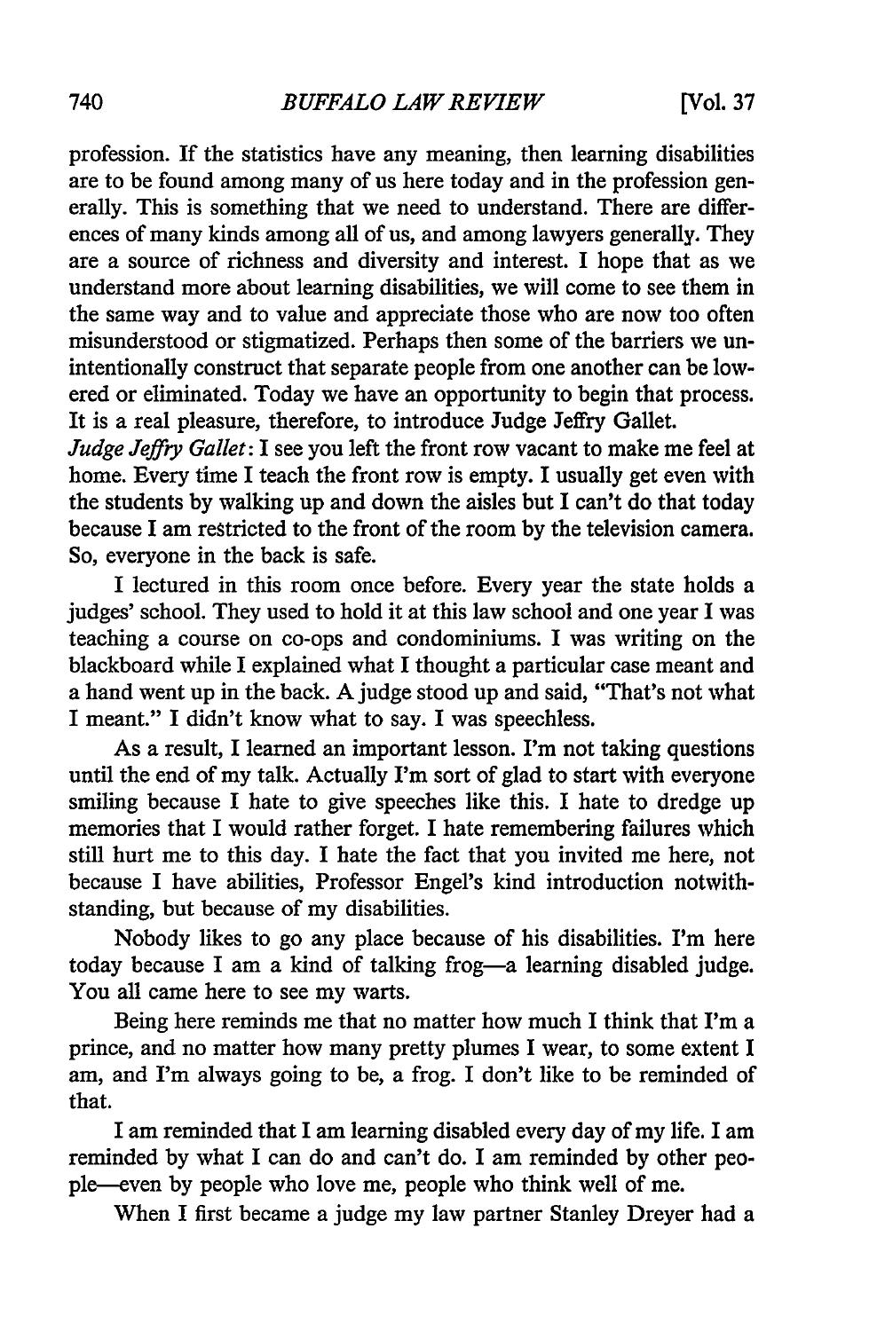profession. If the statistics have any meaning, then learning disabilities are to be found among many of us here today and in the profession generally. This is something that we need to understand. There are differences of many kinds among all of us, and among lawyers generally. They are a source of richness and diversity and interest. I hope that as we understand more about learning disabilities, we will come to see them in the same way and to value and appreciate those who are now too often misunderstood or stigmatized. Perhaps then some of the barriers we unintentionally construct that separate people from one another can be lowered or eliminated. Today we have an opportunity to begin that process. It is a real pleasure, therefore, to introduce Judge Jeffry Gallet.

*Judge Jeffry Gallet*: I see you left the front row vacant to make me feel at home. Every time I teach the front row is empty. I usually get even with the students by walking up and down the aisles but I can't do that today because I am restricted to the front of the room by the television camera. So, everyone in the back is safe.

I lectured in this room once before. Every year the state holds a judges' school. They used to hold it at this law school and one year I was teaching a course on co-ops and condominiums. I was writing on the blackboard while I explained what I thought a particular case meant and a hand went up in the back. A judge stood up and said, "That's not what I meant." I didn't know what to say. I was speechless.

As a result, I learned an important lesson. I'm not taking questions until the end of my talk. Actually I'm sort of glad to start with everyone smiling because I hate to give speeches like this. I hate to dredge up memories that I would rather forget. I hate remembering failures which still hurt me to this day. I hate the fact that you invited me here, not because I have abilities, Professor Engel's kind introduction notwithstanding, but because of my disabilities.

Nobody likes to go any place because of his disabilities. I'm here today because I am a kind of talking frog—a learning disabled judge. You all came here to see my warts.

Being here reminds me that no matter how much I think that I'm a prince, and no matter how many pretty plumes I wear, to some extent I am, and I'm always going to be, a frog. I don't like to be reminded of that.

I am reminded that I am learning disabled every day of my life. I am reminded by what I can do and can't do. I am reminded by other people—even by people who love me, people who think well of me.

When I first became a judge my law partner Stanley Dreyer had a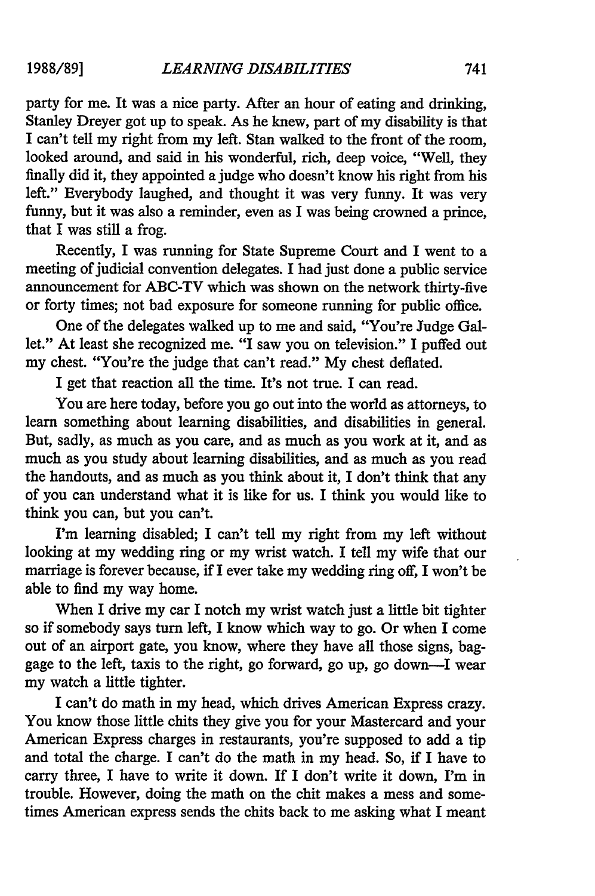party for me. It was a nice party. After an hour of eating and drinking, Stanley Dreyer got up to speak. As he knew, part of my disability is that I can't tell my right from my left. Stan walked to the front of the room, looked around, and said in his wonderful, rich, deep voice, "Well, they finally did it, they appointed a judge who doesn't know his right from his left." Everybody laughed, and thought it was very funny. It was very funny, but it was also a reminder, even as I was being crowned a prince, that I was still a frog.

Recently, I was running for State Supreme Court and I went to a meeting of judicial convention delegates. I had just done a public service announcement for ABC-TV which was shown on the network thirty-five or forty times; not bad exposure for someone running for public office.

One of the delegates walked up to me and said, "You're Judge Gallet." At least she recognized me. "I saw you on television." I puffed out my chest. "You're the judge that can't read." My chest deflated.

I get that reaction all the time. It's not true. I can read.

You are here today, before you go out into the world as attorneys, to learn something about learning disabilities, and disabilities in general. But, sadly, as much as you care, and as much as you work at it, and as much as you study about learning disabilities, and as much as you read the handouts, and as much as you think about it, I don't think that any of you can understand what it is like for us. I think you would like to think you can, but you can't.

I'm learning disabled; I can't tell my right from my left without looking at my wedding ring or my wrist watch. I tell my wife that our marriage is forever because, if I ever take my wedding ring off, I won't be able to find my way home.

When I drive my car I notch my wrist watch just a little bit tighter so if somebody says turn left, I know which way to go. Or when I come out of an airport gate, you know, where they have all those signs, baggage to the left, taxis to the right, go forward, go up, go down—I wear my watch a little tighter.

I can't do math in my head, which drives American Express crazy. You know those little chits they give you for your Mastercard and your American Express charges in restaurants, you're supposed to add a tip and total the charge. I can't do the math in my head. So, if I have to carry three, I have to write it down. If I don't write it down, I'm in trouble. However, doing the math on the chit makes a mess and sometimes American express sends the chits back to me asking what I meant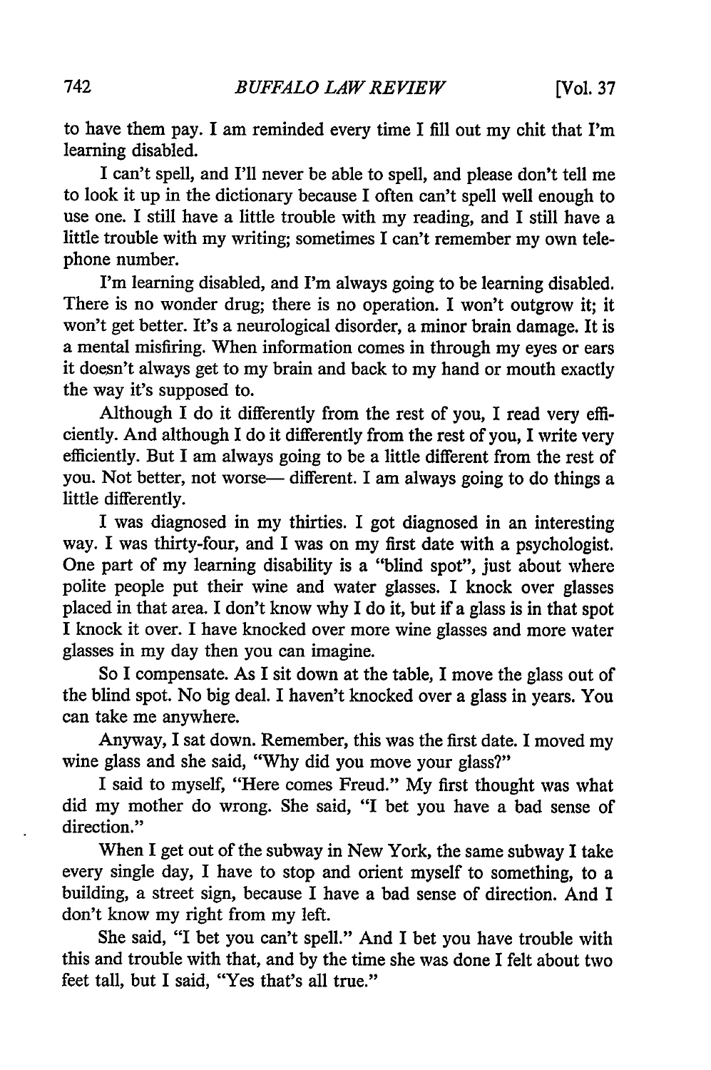to have them pay. I am reminded every time I fill out my chit that I'm learning disabled.

I can't spell, and I'll never be able to spell, and please don't tell me to look it up in the dictionary because I often can't spell well enough to use one. I still have a little trouble with my reading, and I still have a little trouble with my writing; sometimes I can't remember my own telephone number.

I'm learning disabled, and I'm always going to be learning disabled. There is no wonder drug; there is no operation. I won't outgrow it; it won't get better. It's a neurological disorder, a minor brain damage. It is a mental misfiring. When information comes in through my eyes or ears it doesn't always get to my brain and back to my hand or mouth exactly the way it's supposed to.

Although I do it differently from the rest of you, I read very efficiently. And although I do it differently from the rest of you, I write very efficiently. But I am always going to be a little different from the rest of you. Not better, not worse— different. I am always going to do things a little differently.

I was diagnosed in my thirties. I got diagnosed in an interesting way. I was thirty-four, and I was on my first date with a psychologist. One part of my learning disability is a "blind spot", just about where polite people put their wine and water glasses. I knock over glasses placed in that area. I don't know why I do it, but if a glass is in that spot I knock it over. I have knocked over more wine glasses and more water glasses in my day then you can imagine.

So I compensate. As I sit down at the table, I move the glass out of the blind spot. No big deal. I haven't knocked over a glass in years. You can take me anywhere.

Anyway, I sat down. Remember, this was the first date. I moved my wine glass and she said, "Why did you move your glass?"

I said to myself, "Here comes Freud." My first thought was what did my mother do wrong. She said, "I bet you have a bad sense of direction."

When I get out of the subway in New York, the same subway I take every single day, I have to stop and orient myself to something, to a building, a street sign, because I have a bad sense of direction. And I don't know my right from my left.

She said, "I bet you can't spell." And I bet you have trouble with this and trouble with that, and by the time she was done I felt about two feet tall, but I said, "Yes that's all true."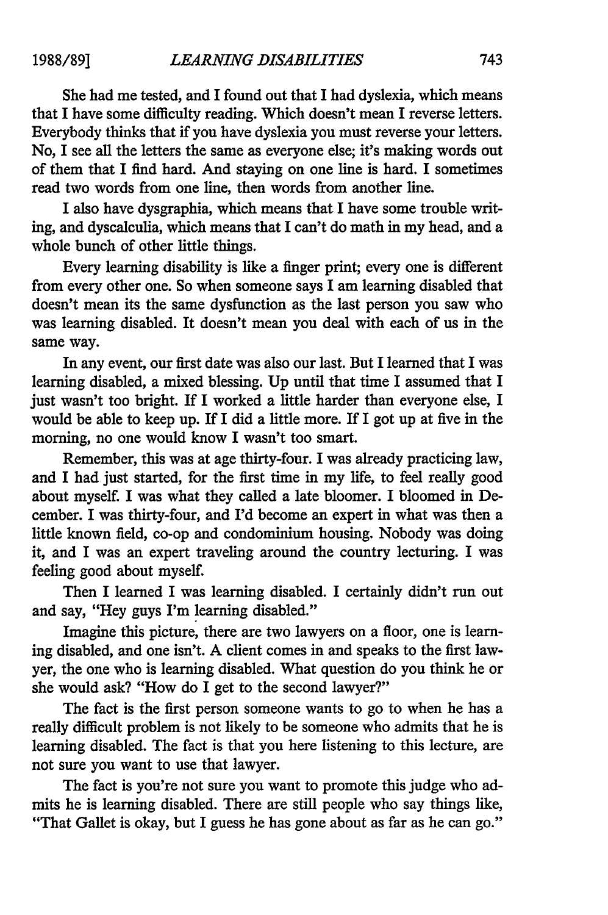She had me tested, and I found out that I had dyslexia, which means that I have some difficulty reading. Which doesn't mean I reverse letters. Everybody thinks that if you have dyslexia you must reverse your letters. No, I see all the letters the same as everyone else; it's making words out of them that I find hard. And staying on one line is hard. I sometimes read two words from one line, then words from another line.

I also have dysgraphia, which means that I have some trouble writing, and dyscalculia, which means that I can't do math in my head, and a whole bunch of other little things.

Every learning disability is like a finger print; every one is different from every other one. So when someone says I am learning disabled that doesn't mean its the same dysfunction as the last person you saw who was learning disabled. It doesn't mean you deal with each of us in the same way.

In any event, our first date was also our last. But I learned that I was learning disabled, a mixed blessing. Up until that time I assumed that I just wasn't too bright. If I worked a little harder than everyone else, I would be able to keep up. If I did a little more. If I got up at five in the morning, no one would know I wasn't too smart.

Remember, this was at age thirty-four. I was already practicing law, and I had just started, for the first time in my life, to feel really good about myself. I was what they called a late bloomer. I bloomed in December. I was thirty-four, and I'd become an expert in what was then a little known field, co-op and condominium housing. Nobody was doing it, and I was an expert traveling around the country lecturing. I was feeling good about myself.

Then I learned I was learning disabled. I certainly didn't run out and say, "Hey guys I'm learning disabled."

Imagine this picture, there are two lawyers on a floor, one is learning disabled, and one isn't. A client comes in and speaks to the first lawyer, the one who is learning disabled. What question do you think he or she would ask? "How do I get to the second lawyer?"

The fact is the first person someone wants to go to when he has a really difficult problem is not likely to be someone who admits that he is learning disabled. The fact is that you here listening to this lecture, are not sure you want to use that lawyer.

The fact is you're not sure you want to promote this judge who admits he is learning disabled. There are still people who say things like, "That Gallet is okay, but I guess he has gone about as far as he can go."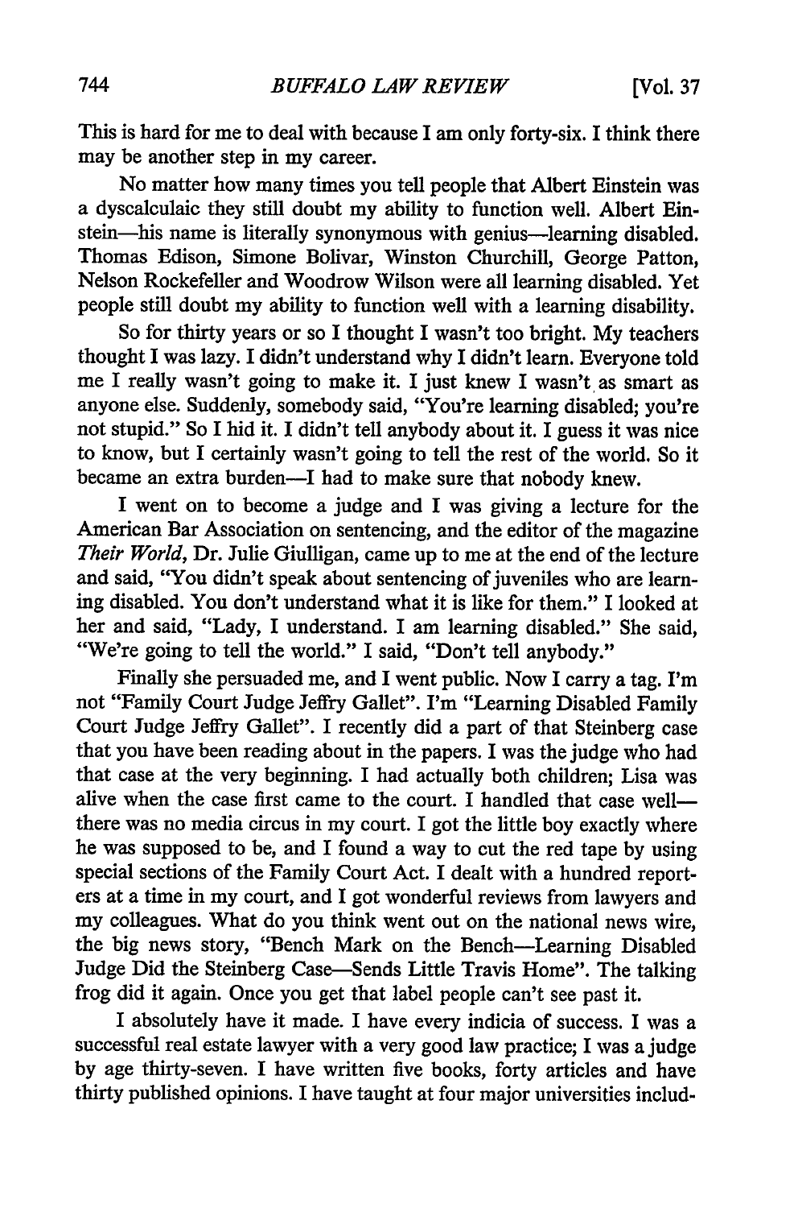This is hard for me to deal with because I am only forty-six. I think there may be another step in my career.

No matter how many times you tell people that Albert Einstein was a dyscalculaic they still doubt my ability to function well. Albert Einstein—his name is literally synonymous with genius—learning disabled. Thomas Edison, Simone Bolivar, Winston Churchill, George Patton, Nelson Rockefeller and Woodrow Wilson were all learning disabled. Yet people still doubt my ability to function well with a learning disability.

So for thirty years or so I thought I wasn't too bright. My teachers thought I was lazy. I didn't understand why I didn't learn. Everyone told me I really wasn't going to make it. I just knew I wasn't as smart as anyone else. Suddenly, somebody said, "You're learning disabled; you're not stupid." So I hid it. I didn't tell anybody about it. I guess it was nice to know, but I certainly wasn't going to tell the rest of the world. So it became an extra burden—I had to make sure that nobody knew.

I went on to become a judge and I was giving a lecture for the American Bar Association on sentencing, and the editor of the magazine *Their World*, Dr. Julie Giulligan, came up to me at the end of the lecture and said, "You didn't speak about sentencing of juveniles who are learning disabled. You don't understand what it is like for them." I looked at her and said, "Lady, I understand. I am learning disabled." She said, "We're going to tell the world." I said, "Don't tell anybody."

Finally she persuaded me, and I went public. Now I carry a tag. I'm not "Family Court Judge Jeffry Gallet". I'm "Learning Disabled Family Court Judge Jeffry Gallet". I recently did a part of that Steinberg case that you have been reading about in the papers. I was the judge who had that case at the very beginning. I had actually both children; Lisa was alive when the case first came to the court. I handled that case well—there was no media circus in my court. I got the little boy exactly where he was supposed to be, and I found a way to cut the red tape by using special sections of the Family Court Act. I dealt with a hundred reporters at a time in my court, and I got wonderful reviews from lawyers and my colleagues. What do you think went out on the national news wire, the big news story, "Bench Mark on the Bench—Learning Disabled Judge Did the Steinberg Case—Sends Little Travis Home". The talking frog did it again. Once you get that label people can't see past it.

I absolutely have it made. I have every indicia of success. I was a successful real estate lawyer with a very good law practice; I was a judge by age thirty-seven. I have written five books, forty articles and have thirty published opinions. I have taught at four major universities includ-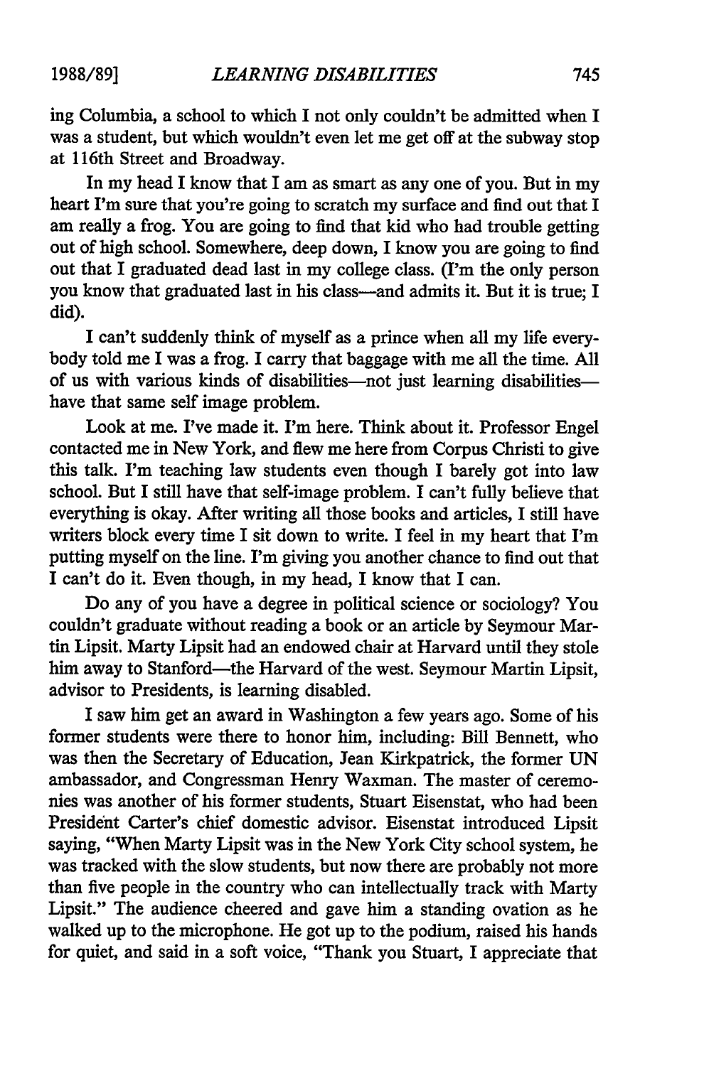ing Columbia, a school to which I not only couldn't be admitted when I was a student, but which wouldn't even let me get off at the subway stop at 116th Street and Broadway.

In my head I know that I am as smart as any one of you. But in my heart I'm sure that you're going to scratch my surface and find out that I am really a frog. You are going to find that kid who had trouble getting out of high school. Somewhere, deep down, I know you are going to find out that I graduated dead last in my college class. (I'm the only person you know that graduated last in his class—and admits it. But it is true; I did).

I can't suddenly think of myself as a prince when all my life everybody told me I was a frog. I carry that baggage with me all the time. All of us with various kinds of disabilities—not just learning disabilities—have that same self image problem.

Look at me. I've made it. I'm here. Think about it. Professor Engel contacted me in New York, and flew me here from Corpus Christi to give this talk. I'm teaching law students even though I barely got into law school. But I still have that self-image problem. I can't fully believe that everything is okay. After writing all those books and articles, I still have writers block every time I sit down to write. I feel in my heart that I'm putting myself on the line. I'm giving you another chance to find out that I can't do it. Even though, in my head, I know that I can.

Do any of you have a degree in political science or sociology? You couldn't graduate without reading a book or an article by Seymour Martin Lipsit. Marty Lipsit had an endowed chair at Harvard until they stole him away to Stanford—the Harvard of the west. Seymour Martin Lipsit, advisor to Presidents, is learning disabled.

I saw him get an award in Washington a few years ago. Some of his former students were there to honor him, including: Bill Bennett, who was then the Secretary of Education, Jean Kirkpatrick, the former UN ambassador, and Congressman Henry Waxman. The master of ceremonies was another of his former students, Stuart Eisenstat, who had been President Carter's chief domestic advisor. Eisenstat introduced Lipsit saying, "When Marty Lipsit was in the New York City school system, he was tracked with the slow students, but now there are probably not more than five people in the country who can intellectually track with Marty Lipsit." The audience cheered and gave him a standing ovation as he walked up to the microphone. He got up to the podium, raised his hands for quiet, and said in a soft voice, "Thank you Stuart, I appreciate that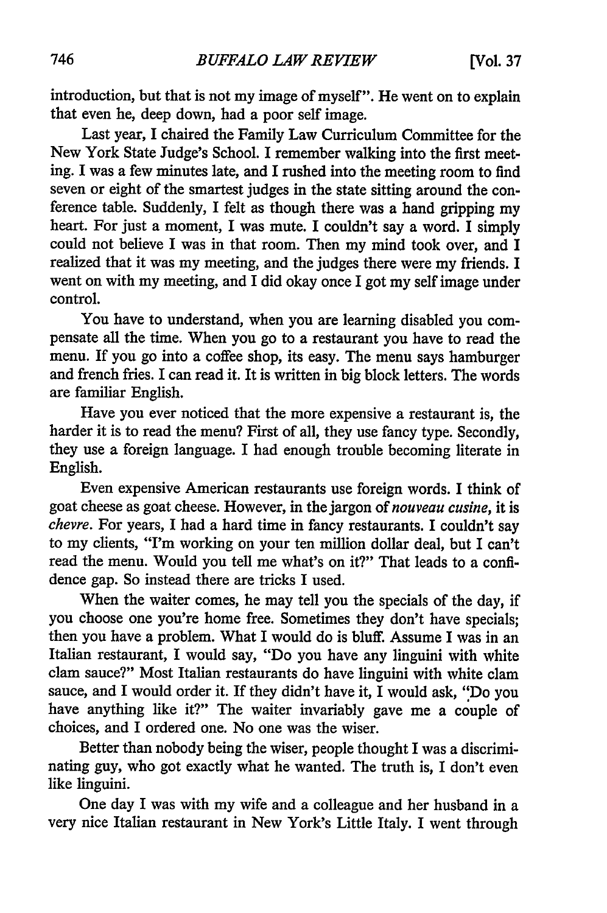introduction, but that is not my image of myself". He went on to explain that even he, deep down, had a poor self image.

Last year, I chaired the Family Law Curriculum Committee for the New York State Judge's School. I remember walking into the first meeting. I was a few minutes late, and I rushed into the meeting room to find seven or eight of the smartest judges in the state sitting around the conference table. Suddenly, I felt as though there was a hand gripping my heart. For just a moment, I was mute. I couldn't say a word. I simply could not believe I was in that room. Then my mind took over, and I realized that it was my meeting, and the judges there were my friends. I went on with my meeting, and I did okay once I got my self image under control.

You have to understand, when you are learning disabled you compensate all the time. When you go to a restaurant you have to read the menu. If you go into a coffee shop, its easy. The menu says hamburger and french fries. I can read it. It is written in big block letters. The words are familiar English.

Have you ever noticed that the more expensive a restaurant is, the harder it is to read the menu? First of all, they use fancy type. Secondly, they use a foreign language. I had enough trouble becoming literate in English.

Even expensive American restaurants use foreign words. I think of goat cheese as goat cheese. However, in the jargon of *nouveau cusine*, it is *chevre*. For years, I had a hard time in fancy restaurants. I couldn't say to my clients, "I'm working on your ten million dollar deal, but I can't read the menu. Would you tell me what's on it?" That leads to a confidence gap. So instead there are tricks I used.

When the waiter comes, he may tell you the specials of the day, if you choose one you're home free. Sometimes they don't have specials; then you have a problem. What I would do is bluff. Assume I was in an Italian restaurant, I would say, "Do you have any linguini with white clam sauce?" Most Italian restaurants do have linguini with white clam sauce, and I would order it. If they didn't have it, I would ask, "Do you have anything like it?" The waiter invariably gave me a couple of choices, and I ordered one. No one was the wiser.

Better than nobody being the wiser, people thought I was a discriminating guy, who got exactly what he wanted. The truth is, I don't even like linguini.

One day I was with my wife and a colleague and her husband in a very nice Italian restaurant in New York's Little Italy. I went through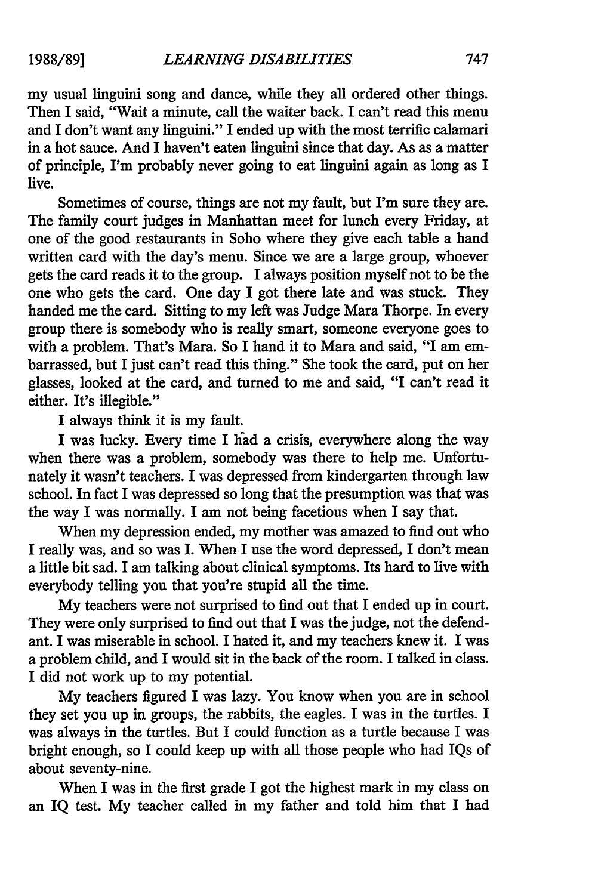my usual linguini song and dance, while they all ordered other things. Then I said, "Wait a minute, call the waiter back. I can't read this menu and I don't want any linguini." I ended up with the most terrific calamari in a hot sauce. And I haven't eaten linguini since that day. As as a matter of principle, I'm probably never going to eat linguini again as long as I live.

Sometimes of course, things are not my fault, but I'm sure they are. The family court judges in Manhattan meet for lunch every Friday, at one of the good restaurants in Soho where they give each table a hand written card with the day's menu. Since we are a large group, whoever gets the card reads it to the group. I always position myself not to be the one who gets the card. One day I got there late and was stuck. They handed me the card. Sitting to my left was Judge Mara Thorpe. In every group there is somebody who is really smart, someone everyone goes to with a problem. That's Mara. So I hand it to Mara and said, "I am embarrassed, but I just can't read this thing." She took the card, put on her glasses, looked at the card, and turned to me and said, "I can't read it either. It's illegible."

I always think it is my fault.

I was lucky. Every time I had a crisis, everywhere along the way when there was a problem, somebody was there to help me. Unfortunately it wasn't teachers. I was depressed from kindergarten through law school. In fact I was depressed so long that the presumption was that was the way I was normally. I am not being facetious when I say that.

When my depression ended, my mother was amazed to find out who I really was, and so was I. When I use the word depressed, I don't mean a little bit sad. I am talking about clinical symptoms. Its hard to live with everybody telling you that you're stupid all the time.

My teachers were not surprised to find out that I ended up in court. They were only surprised to find out that I was the judge, not the defendant. I was miserable in school. I hated it, and my teachers knew it. I was a problem child, and I would sit in the back of the room. I talked in class. I did not work up to my potential.

My teachers figured I was lazy. You know when you are in school they set you up in groups, the rabbits, the eagles. I was in the turtles. I was always in the turtles. But I could function as a turtle because I was bright enough, so I could keep up with all those people who had IQs of about seventy-nine.

When I was in the first grade I got the highest mark in my class on an IQ test. My teacher called in my father and told him that I had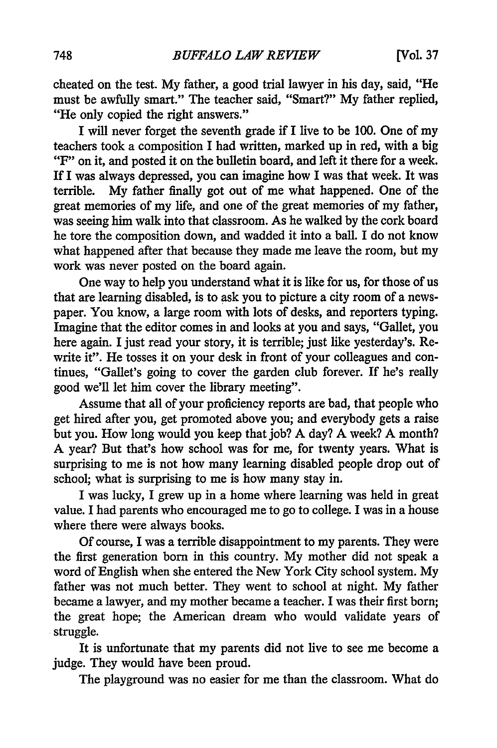cheated on the test. My father, a good trial lawyer in his day, said, "He must be awfully smart." The teacher said, "Smart?" My father replied, "He only copied the right answers."

I will never forget the seventh grade if I live to be 100. One of my teachers took a composition I had written, marked up in red, with a big "F" on it, and posted it on the bulletin board, and left it there for a week. If I was always depressed, you can imagine how I was that week. It was terrible. My father finally got out of me what happened. One of the great memories of my life, and one of the great memories of my father, was seeing him walk into that classroom. As he walked by the cork board he tore the composition down, and wadded it into a ball. I do not know what happened after that because they made me leave the room, but my work was never posted on the board again.

One way to help you understand what it is like for us, for those of us that are learning disabled, is to ask you to picture a city room of a newspaper. You know, a large room with lots of desks, and reporters typing. Imagine that the editor comes in and looks at you and says, "Gallet, you here again. I just read your story, it is terrible; just like yesterday's. Rewrite it". He tosses it on your desk in front of your colleagues and continues, "Gallet's going to cover the garden club forever. If he's really good we'll let him cover the library meeting".

Assume that all of your proficiency reports are bad, that people who get hired after you, get promoted above you; and everybody gets a raise but you. How long would you keep that job? A day? A week? A month? A year? But that's how school was for me, for twenty years. What is surprising to me is not how many learning disabled people drop out of school; what is surprising to me is how many stay in.

I was lucky, I grew up in a home where learning was held in great value. I had parents who encouraged me to go to college. I was in a house where there were always books.

Of course, I was a terrible disappointment to my parents. They were the first generation born in this country. My mother did not speak a word of English when she entered the New York City school system. My father was not much better. They went to school at night. My father became a lawyer, and my mother became a teacher. I was their first born; the great hope; the American dream who would validate years of struggle.

It is unfortunate that my parents did not live to see me become a judge. They would have been proud.

The playground was no easier for me than the classroom. What do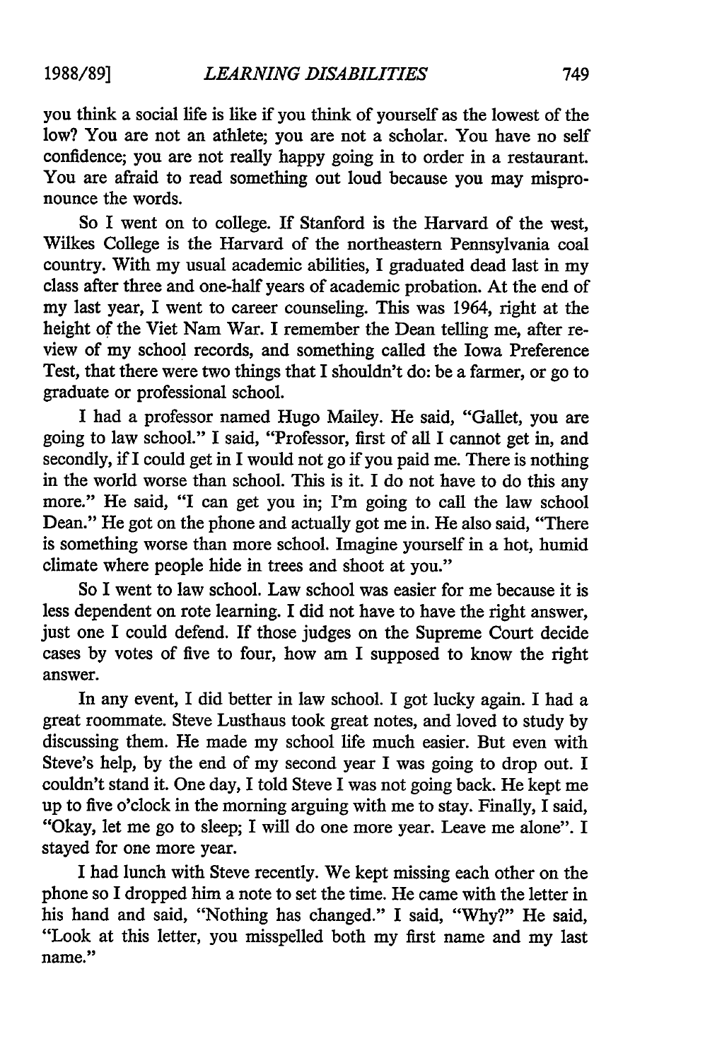you think a social life is like if you think of yourself as the lowest of the low? You are not an athlete; you are not a scholar. You have no self confidence; you are not really happy going in to order in a restaurant. You are afraid to read something out loud because you may mispronounce the words.

So I went on to college. If Stanford is the Harvard of the west, Wilkes College is the Harvard of the northeastern Pennsylvania coal country. With my usual academic abilities, I graduated dead last in my class after three and one-half years of academic probation. At the end of my last year, I went to career counseling. This was 1964, right at the height of the Viet Nam War. I remember the Dean telling me, after review of my school records, and something called the Iowa Preference Test, that there were two things that I shouldn't do: be a farmer, or go to graduate or professional school.

I had a professor named Hugo Mailey. He said, "Gallet, you are going to law school." I said, "Professor, first of all I cannot get in, and secondly, if I could get in I would not go if you paid me. There is nothing in the world worse than school. This is it. I do not have to do this any more." He said, "I can get you in; I'm going to call the law school Dean." He got on the phone and actually got me in. He also said, "There is something worse than more school. Imagine yourself in a hot, humid climate where people hide in trees and shoot at you."

So I went to law school. Law school was easier for me because it is less dependent on rote learning. I did not have to have the right answer, just one I could defend. If those judges on the Supreme Court decide cases by votes of five to four, how am I supposed to know the right answer.

In any event, I did better in law school. I got lucky again. I had a great roommate. Steve Lusthaus took great notes, and loved to study by discussing them. He made my school life much easier. But even with Steve's help, by the end of my second year I was going to drop out. I couldn't stand it. One day, I told Steve I was not going back. He kept me up to five o'clock in the morning arguing with me to stay. Finally, I said, "Okay, let me go to sleep; I will do one more year. Leave me alone". I stayed for one more year.

I had lunch with Steve recently. We kept missing each other on the phone so I dropped him a note to set the time. He came with the letter in his hand and said, "Nothing has changed." I said, "Why?" He said, "Look at this letter, you misspelled both my first name and my last name."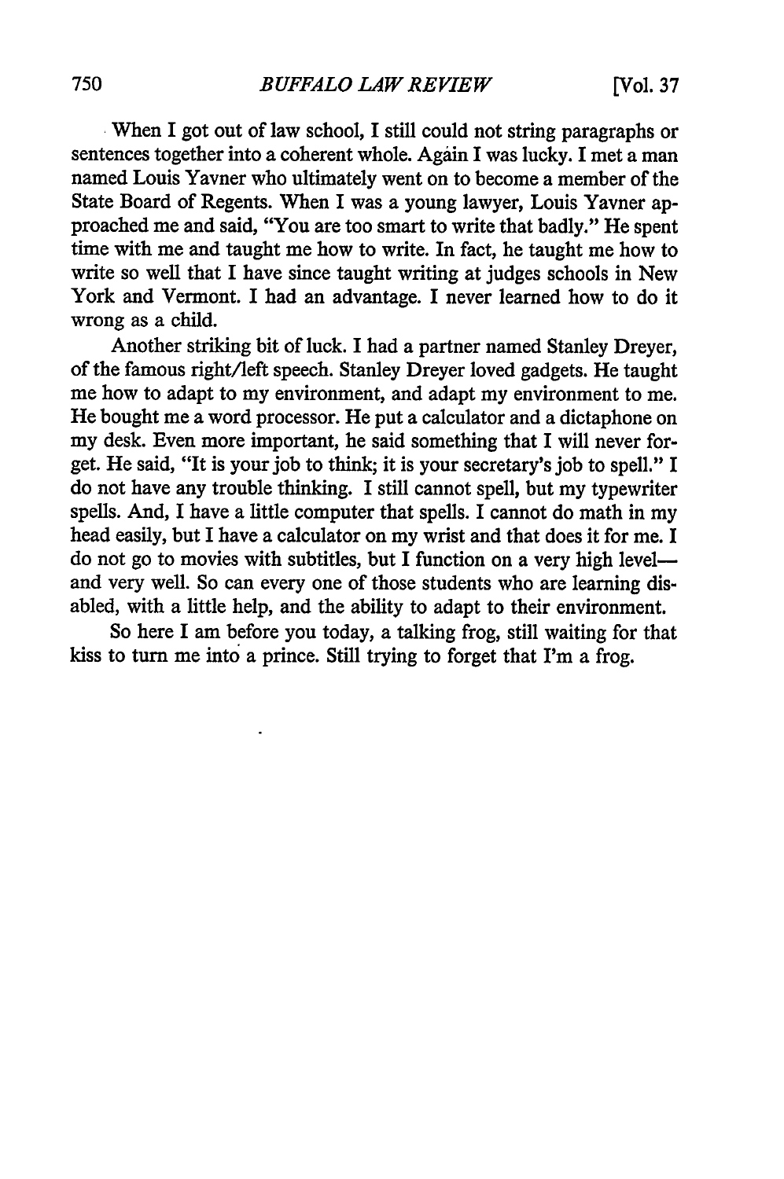When I got out of law school, I still could not string paragraphs or sentences together into a coherent whole. Again I was lucky. I met a man named Louis Yavner who ultimately went on to become a member of the State Board of Regents. When I was a young lawyer, Louis Yavner approached me and said, "You are too smart to write that badly." He spent time with me and taught me how to write. In fact, he taught me how to write so well that I have since taught writing at judges schools in New York and Vermont. I had an advantage. I never learned how to do it wrong as a child.

Another striking bit of luck. I had a partner named Stanley Dreyer, of the famous right/left speech. Stanley Dreyer loved gadgets. He taught me how to adapt to my environment, and adapt my environment to me. He bought me a word processor. He put a calculator and a dictaphone on my desk. Even more important, he said something that I will never forget. He said, "It is your job to think; it is your secretary's job to spell." I do not have any trouble thinking. I still cannot spell, but my typewriter spells. And, I have a little computer that spells. I cannot do math in my head easily, but I have a calculator on my wrist and that does it for me. I do not go to movies with subtitles, but I function on a very high level—and very well. So can every one of those students who are learning disabled, with a little help, and the ability to adapt to their environment.

So here I am before you today, a talking frog, still waiting for that kiss to turn me into a prince. Still trying to forget that I'm a frog.